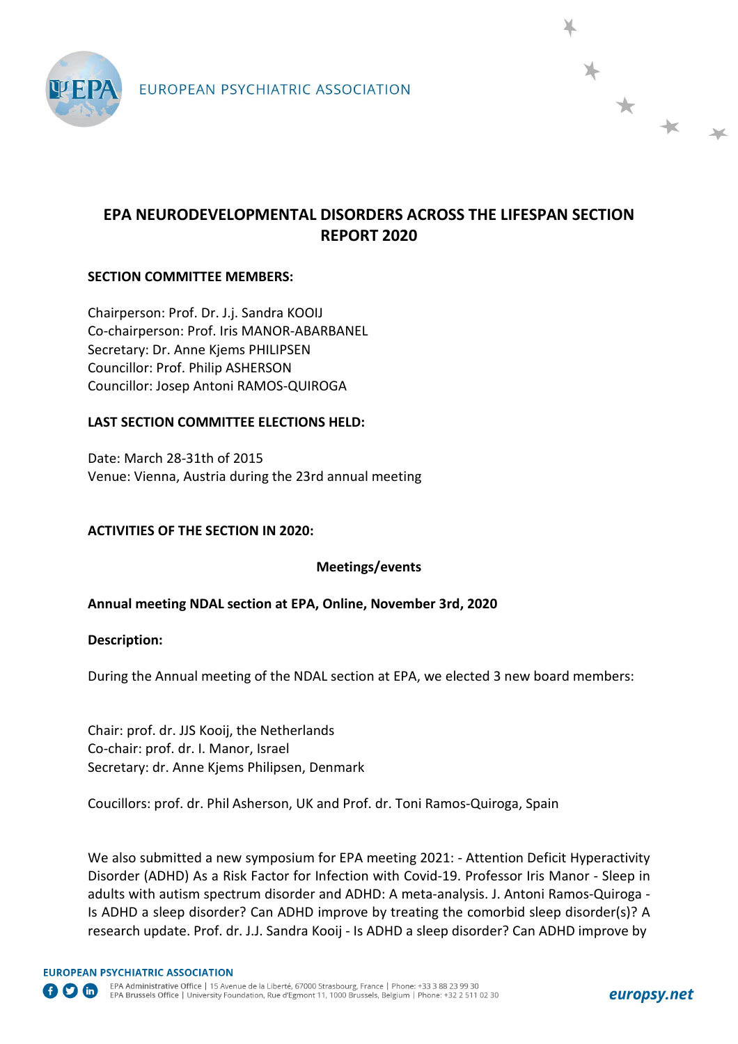EUROPEAN PSYCHIATRIC ASSOCIATION

# EPA NEURODEVELOPMENTAL DISORDERS ACROSS THE LIFESPAN SECTION REPORT 2020

**SECTION COMMITTEE MEMBERS:**

Chairperson: Prof. Dr. J.j. Sandra KOOIJ
Co-chairperson: Prof. Iris MANOR-ABARBANEL
Secretary: Dr. Anne Kjems PHILIPSEN
Councillor: Prof. Philip ASHERSON
Councillor: Josep Antoni RAMOS-QUIROGA

**LAST SECTION COMMITTEE ELECTIONS HELD:**

Date: March 28-31th of 2015
Venue: Vienna, Austria during the 23rd annual meeting

**ACTIVITIES OF THE SECTION IN 2020:**

**Meetings/events**

**Annual meeting NDAL section at EPA, Online, November 3rd, 2020**

**Description:**

During the Annual meeting of the NDAL section at EPA, we elected 3 new board members:

Chair: prof. dr. JJS Kooij, the Netherlands
Co-chair: prof. dr. I. Manor, Israel
Secretary: dr. Anne Kjems Philipsen, Denmark

Coucillors: prof. dr. Phil Asherson, UK and Prof. dr. Toni Ramos-Quiroga, Spain

We also submitted a new symposium for EPA meeting 2021: - Attention Deficit Hyperactivity Disorder (ADHD) As a Risk Factor for Infection with Covid-19. Professor Iris Manor - Sleep in adults with autism spectrum disorder and ADHD: A meta-analysis. J. Antoni Ramos-Quiroga - Is ADHD a sleep disorder? Can ADHD improve by treating the comorbid sleep disorder(s)? A research update. Prof. dr. J.J. Sandra Kooij - Is ADHD a sleep disorder? Can ADHD improve by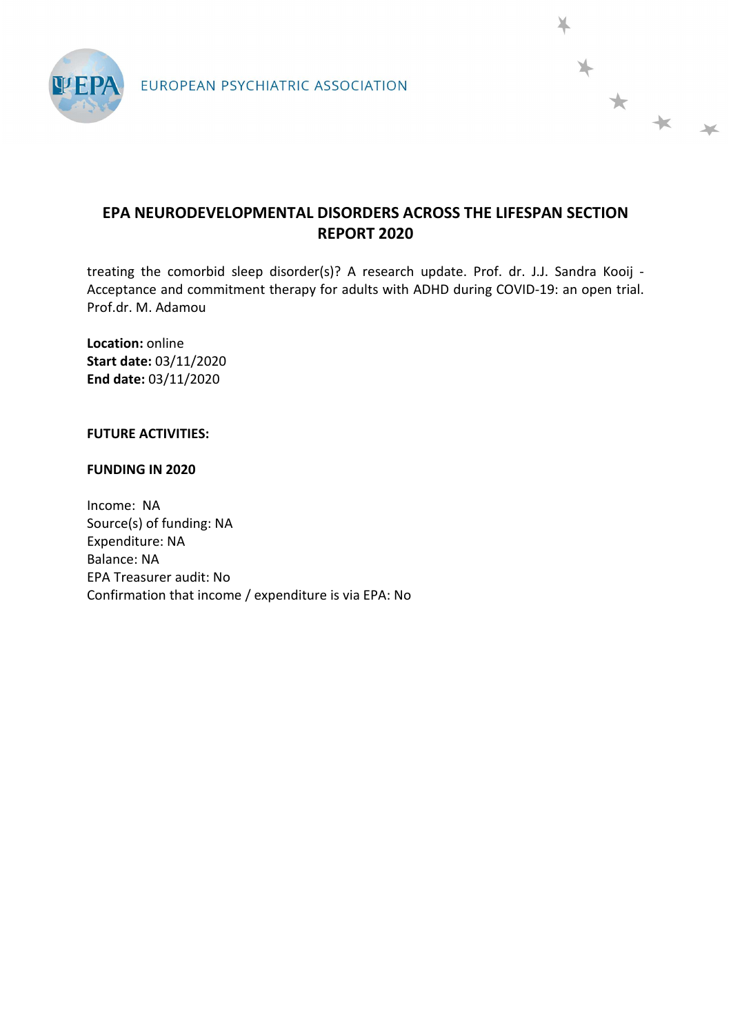treating the comorbid sleep disorder(s)? A research update. Prof. dr. J.J. Sandra Kooij - Acceptance and commitment therapy for adults with ADHD during COVID-19: an open trial. Prof.dr. M. Adamou

**Location:** online
**Start date:** 03/11/2020
**End date:** 03/11/2020

**FUTURE ACTIVITIES:**

**FUNDING IN 2020**

Income: NA
Source(s) of funding: NA
Expenditure: NA
Balance: NA
EPA Treasurer audit: No
Confirmation that income / expenditure is via EPA: No